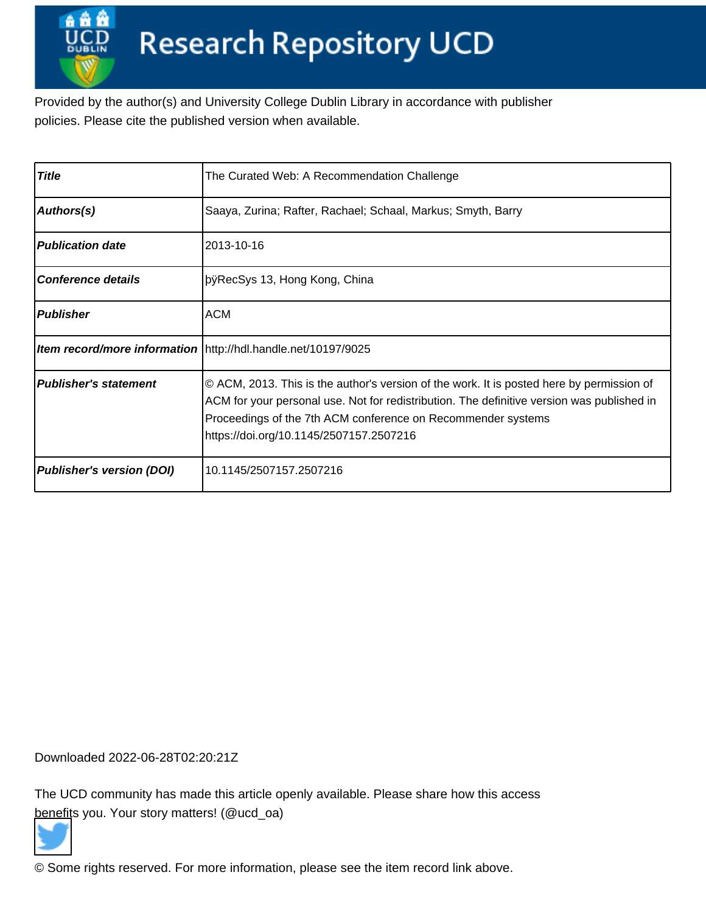# Research Repository UCD

Provided by the author(s) and University College Dublin Library in accordance with publisher policies. Please cite the published version when available.

| | |
|---|---|
| ***Title*** | The Curated Web: A Recommendation Challenge |
| ***Authors(s)*** | Saaya, Zurina; Rafter, Rachael; Schaal, Markus; Smyth, Barry |
| ***Publication date*** | 2013-10-16 |
| ***Conference details*** | þÿRecSys 13, Hong Kong, China |
| ***Publisher*** | ACM |
| ***Item record/more information*** | http://hdl.handle.net/10197/9025 |
| ***Publisher's statement*** | © ACM, 2013. This is the author's version of the work. It is posted here by permission of ACM for your personal use. Not for redistribution. The definitive version was published in Proceedings of the 7th ACM conference on Recommender systems https://doi.org/10.1145/2507157.2507216 |
| ***Publisher's version (DOI)*** | 10.1145/2507157.2507216 |

Downloaded 2022-06-28T02:20:21Z

The UCD community has made this article openly available. Please share how this access benefits you. Your story matters! (@ucd_oa)

© Some rights reserved. For more information, please see the item record link above.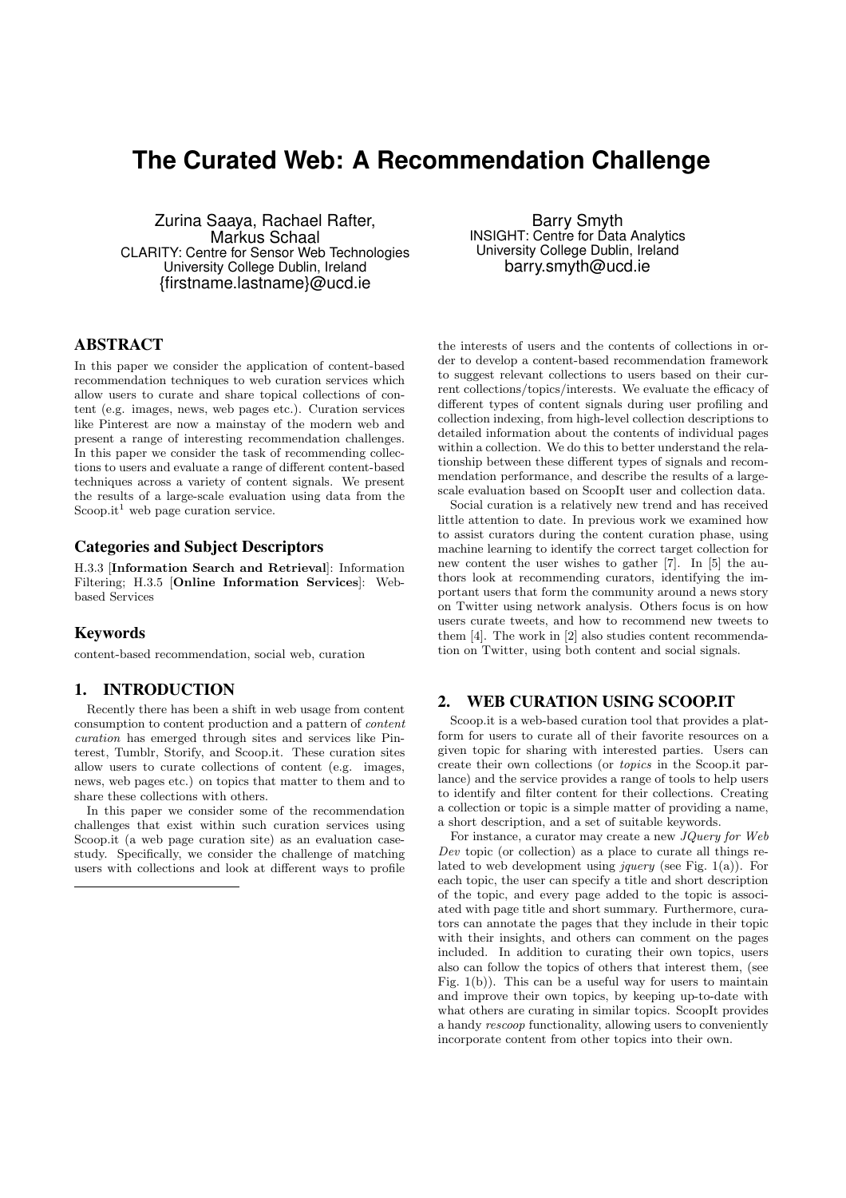# The Curated Web: A Recommendation Challenge

Zurina Saaya, Rachael Rafter, Markus Schaal
CLARITY: Centre for Sensor Web Technologies
University College Dublin, Ireland
{firstname.lastname}@ucd.ie

Barry Smyth
INSIGHT: Centre for Data Analytics
University College Dublin, Ireland
barry.smyth@ucd.ie

## ABSTRACT

In this paper we consider the application of content-based recommendation techniques to web curation services which allow users to curate and share topical collections of content (e.g. images, news, web pages etc.). Curation services like Pinterest are now a mainstay of the modern web and present a range of interesting recommendation challenges. In this paper we consider the task of recommending collections to users and evaluate a range of different content-based techniques across a variety of content signals. We present the results of a large-scale evaluation using data from the Scoop.it[1] web page curation service.

## Categories and Subject Descriptors

H.3.3 [**Information Search and Retrieval**]: Information Filtering; H.3.5 [**Online Information Services**]: Web-based Services

## Keywords

content-based recommendation, social web, curation

## 1. INTRODUCTION

Recently there has been a shift in web usage from content consumption to content production and a pattern of *content curation* has emerged through sites and services like Pinterest, Tumblr, Storify, and Scoop.it. These curation sites allow users to curate collections of content (e.g. images, news, web pages etc.) on topics that matter to them and to share these collections with others.

In this paper we consider some of the recommendation challenges that exist within such curation services using Scoop.it (a web page curation site) as an evaluation case-study. Specifically, we consider the challenge of matching users with collections and look at different ways to profile the interests of users and the contents of collections in order to develop a content-based recommendation framework to suggest relevant collections to users based on their current collections/topics/interests. We evaluate the efficacy of different types of content signals during user profiling and collection indexing, from high-level collection descriptions to detailed information about the contents of individual pages within a collection. We do this to better understand the relationship between these different types of signals and recommendation performance, and describe the results of a large-scale evaluation based on ScoopIt user and collection data.

Social curation is a relatively new trend and has received little attention to date. In previous work we examined how to assist curators during the content curation phase, using machine learning to identify the correct target collection for new content the user wishes to gather [7]. In [5] the authors look at recommending curators, identifying the important users that form the community around a news story on Twitter using network analysis. Others focus is on how users curate tweets, and how to recommend new tweets to them [4]. The work in [2] also studies content recommendation on Twitter, using both content and social signals.

## 2. WEB CURATION USING SCOOP.IT

Scoop.it is a web-based curation tool that provides a platform for users to curate all of their favorite resources on a given topic for sharing with interested parties. Users can create their own collections (or *topics* in the Scoop.it parlance) and the service provides a range of tools to help users to identify and filter content for their collections. Creating a collection or topic is a simple matter of providing a name, a short description, and a set of suitable keywords.

For instance, a curator may create a new *JQuery for Web Dev* topic (or collection) as a place to curate all things related to web development using *jquery* (see Fig. 1(a)). For each topic, the user can specify a title and short description of the topic, and every page added to the topic is associated with page title and short summary. Furthermore, curators can annotate the pages that they include in their topic with their insights, and others can comment on the pages included. In addition to curating their own topics, users also can follow the topics of others that interest them, (see Fig. 1(b)). This can be a useful way for users to maintain and improve their own topics, by keeping up-to-date with what others are curating in similar topics. ScoopIt provides a handy *rescoop* functionality, allowing users to conveniently incorporate content from other topics into their own.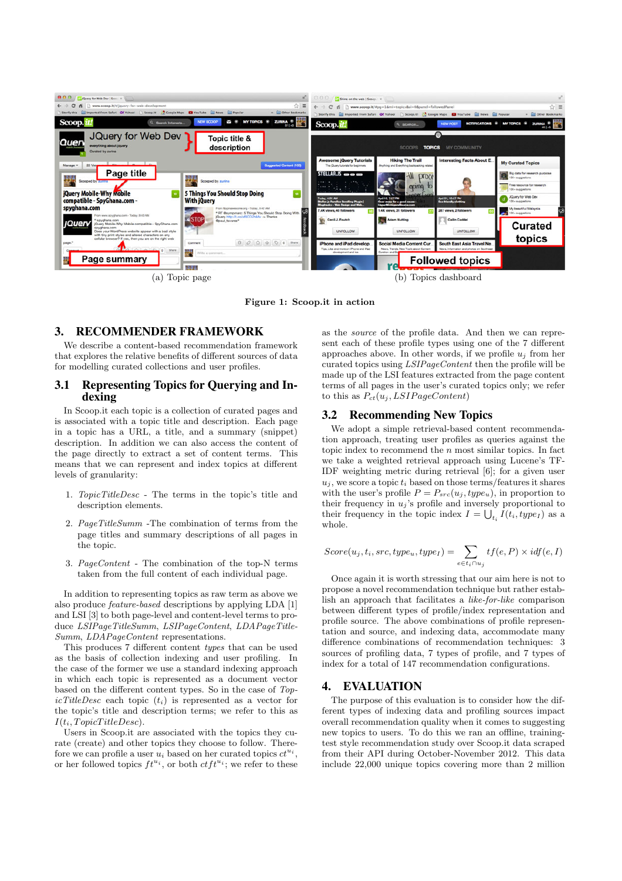(a) Topic page

(b) Topics dashboard

**Figure 1: Scoop.it in action**

## 3. RECOMMENDER FRAMEWORK

We describe a content-based recommendation framework that explores the relative benefits of different sources of data for modelling curated collections and user profiles.

### 3.1 Representing Topics for Querying and Indexing

In Scoop.it each topic is a collection of curated pages and is associated with a topic title and description. Each page in a topic has a URL, a title, and a summary (snippet) description. In addition we can also access the content of the page directly to extract a set of content terms. This means that we can represent and index topics at different levels of granularity:

1. *TopicTitleDesc* - The terms in the topic's title and description elements.
2. *PageTitleSumm* -The combination of terms from the page titles and summary descriptions of all pages in the topic.
3. *PageContent* - The combination of the top-N terms taken from the full content of each individual page.

In addition to representing topics as raw term as above we also produce *feature-based* descriptions by applying LDA [1] and LSI [3] to both page-level and content-level terms to produce *LSIPageTitleSumm*, *LSIPageContent*, *LDAPageTitleSumm*, *LDAPageContent* representations.

This produces 7 different content *types* that can be used as the basis of collection indexing and user profiling. In the case of the former we use a standard indexing approach in which each topic is represented as a document vector based on the different content types. So in the case of *TopicTitleDesc* each topic ($t_i$) is represented as a vector for the topic's title and description terms; we refer to this as $I(t_i, TopicTitleDesc)$.

Users in Scoop.it are associated with the topics they curate (create) and other topics they choose to follow. Therefore we can profile a user $u_i$ based on her curated topics $ct^{u_i}$, or her followed topics $ft^{u_i}$, or both $ctft^{u_i}$; we refer to these as the *source* of the profile data. And then we can represent each of these profile types using one of the 7 different approaches above. In other words, if we profile $u_j$ from her curated topics using *LSIPageContent* then the profile will be made up of the LSI features extracted from the page content terms of all pages in the user's curated topics only; we refer to this as $P_{ct}(u_j, LSIPageContent)$.

### 3.2 Recommending New Topics

We adopt a simple retrieval-based content recommendation approach, treating user profiles as queries against the topic index to recommend the $n$ most similar topics. In fact we take a weighted retrieval approach using Lucene's TF-IDF weighting metric during retrieval [6]; for a given user $u_j$, we score a topic $t_i$ based on those terms/features it shares with the user's profile $P = P_{src}(u_j, type_u)$, in proportion to their frequency in $u_j$'s profile and inversely proportional to their frequency in the topic index $I = \bigcup_{t_i} I(t_i, type_I)$ as a whole.

$$Score(u_j, t_i, src, type_u, type_I) = \sum_{e \in t_i \cap u_j} tf(e, P) \times idf(e, I)$$

Once again it is worth stressing that our aim here is not to propose a novel recommendation technique but rather establish an approach that facilitates a *like-for-like* comparison between different types of profile/index representation and profile source. The above combinations of profile representation and source, and indexing data, accommodate many difference combinations of recommendation techniques: 3 sources of profiling data, 7 types of profile, and 7 types of index for a total of 147 recommendation configurations.

## 4. EVALUATION

The purpose of this evaluation is to consider how the different types of indexing data and profiling sources impact overall recommendation quality when it comes to suggesting new topics to users. To do this we ran an offline, training-test style recommendation study over Scoop.it data scraped from their API during October-November 2012. This data include 22,000 unique topics covering more than 2 million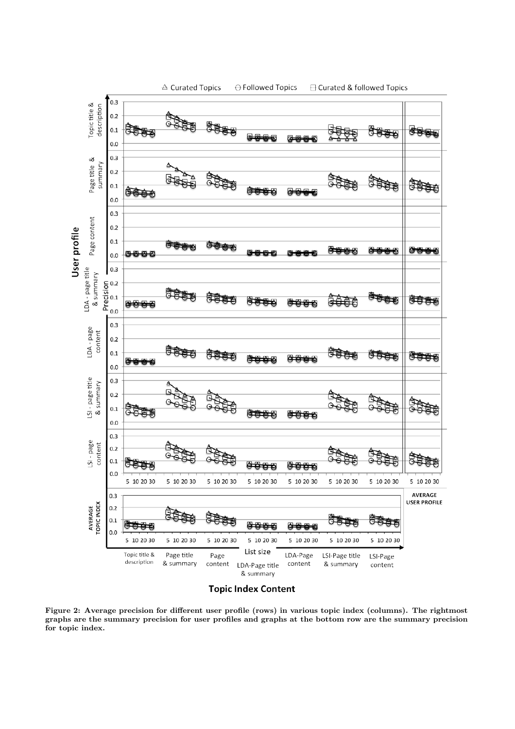Figure 2: Average precision for different user profile (rows) in various topic index (columns). The rightmost graphs are the summary precision for user profiles and graphs at the bottom row are the summary precision for topic index.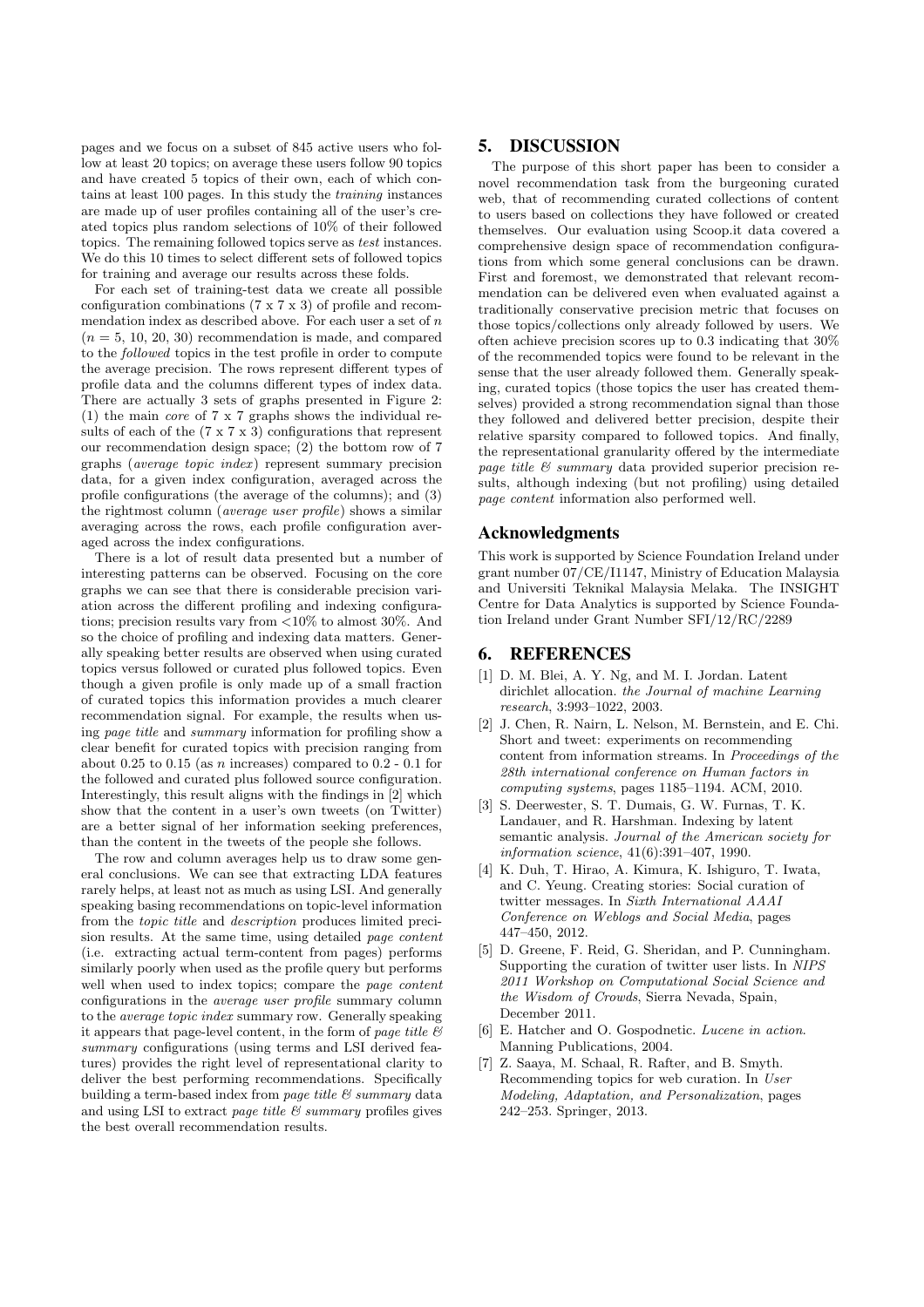pages and we focus on a subset of 845 active users who follow at least 20 topics; on average these users follow 90 topics and have created 5 topics of their own, each of which contains at least 100 pages. In this study the *training* instances are made up of user profiles containing all of the user's created topics plus random selections of 10% of their followed topics. The remaining followed topics serve as *test* instances. We do this 10 times to select different sets of followed topics for training and average our results across these folds.

For each set of training-test data we create all possible configuration combinations (7 x 7 x 3) of profile and recommendation index as described above. For each user a set of $n$ ($n$ = 5, 10, 20, 30) recommendation is made, and compared to the *followed* topics in the test profile in order to compute the average precision. The rows represent different types of profile data and the columns different types of index data. There are actually 3 sets of graphs presented in Figure 2: (1) the main *core* of 7 x 7 graphs shows the individual results of each of the (7 x 7 x 3) configurations that represent our recommendation design space; (2) the bottom row of 7 graphs (*average topic index*) represent summary precision data, for a given index configuration, averaged across the profile configurations (the average of the columns); and (3) the rightmost column (*average user profile*) shows a similar averaging across the rows, each profile configuration averaged across the index configurations.

There is a lot of result data presented but a number of interesting patterns can be observed. Focusing on the core graphs we can see that there is considerable precision variation across the different profiling and indexing configurations; precision results vary from <10% to almost 30%. And so the choice of profiling and indexing data matters. Generally speaking better results are observed when using curated topics versus followed or curated plus followed topics. Even though a given profile is only made up of a small fraction of curated topics this information provides a much clearer recommendation signal. For example, the results when using *page title* and *summary* information for profiling show a clear benefit for curated topics with precision ranging from about 0.25 to 0.15 (as $n$ increases) compared to 0.2 - 0.1 for the followed and curated plus followed source configuration. Interestingly, this result aligns with the findings in [2] which show that the content in a user's own tweets (on Twitter) are a better signal of her information seeking preferences, than the content in the tweets of the people she follows.

The row and column averages help us to draw some general conclusions. We can see that extracting LDA features rarely helps, at least not as much as using LSI. And generally speaking basing recommendations on topic-level information from the *topic title* and *description* produces limited precision results. At the same time, using detailed *page content* (i.e. extracting actual term-content from pages) performs similarly poorly when used as the profile query but performs well when used to index topics; compare the *page content* configurations in the *average user profile* summary column to the *average topic index* summary row. Generally speaking it appears that page-level content, in the form of *page title & summary* configurations (using terms and LSI derived features) provides the right level of representational clarity to deliver the best performing recommendations. Specifically building a term-based index from *page title & summary* data and using LSI to extract *page title & summary* profiles gives the best overall recommendation results.

## 5. DISCUSSION

The purpose of this short paper has been to consider a novel recommendation task from the burgeoning curated web, that of recommending curated collections of content to users based on collections they have followed or created themselves. Our evaluation using Scoop.it data covered a comprehensive design space of recommendation configurations from which some general conclusions can be drawn. First and foremost, we demonstrated that relevant recommendation can be delivered even when evaluated against a traditionally conservative precision metric that focuses on those topics/collections only already followed by users. We often achieve precision scores up to 0.3 indicating that 30% of the recommended topics were found to be relevant in the sense that the user already followed them. Generally speaking, curated topics (those topics the user has created themselves) provided a strong recommendation signal than those they followed and delivered better precision, despite their relative sparsity compared to followed topics. And finally, the representational granularity offered by the intermediate *page title & summary* data provided superior precision results, although indexing (but not profiling) using detailed *page content* information also performed well.

## Acknowledgments

This work is supported by Science Foundation Ireland under grant number 07/CE/I1147, Ministry of Education Malaysia and Universiti Teknikal Malaysia Melaka. The INSIGHT Centre for Data Analytics is supported by Science Foundation Ireland under Grant Number SFI/12/RC/2289

## 6. REFERENCES

[1] D. M. Blei, A. Y. Ng, and M. I. Jordan. Latent dirichlet allocation. *the Journal of machine Learning research*, 3:993–1022, 2003.

[2] J. Chen, R. Nairn, L. Nelson, M. Bernstein, and E. Chi. Short and tweet: experiments on recommending content from information streams. In *Proceedings of the 28th international conference on Human factors in computing systems*, pages 1185–1194. ACM, 2010.

[3] S. Deerwester, S. T. Dumais, G. W. Furnas, T. K. Landauer, and R. Harshman. Indexing by latent semantic analysis. *Journal of the American society for information science*, 41(6):391–407, 1990.

[4] K. Duh, T. Hirao, A. Kimura, K. Ishiguro, T. Iwata, and C. Yeung. Creating stories: Social curation of twitter messages. In *Sixth International AAAI Conference on Weblogs and Social Media*, pages 447–450, 2012.

[5] D. Greene, F. Reid, G. Sheridan, and P. Cunningham. Supporting the curation of twitter user lists. In *NIPS 2011 Workshop on Computational Social Science and the Wisdom of Crowds*, Sierra Nevada, Spain, December 2011.

[6] E. Hatcher and O. Gospodnetic. *Lucene in action*. Manning Publications, 2004.

[7] Z. Saaya, M. Schaal, R. Rafter, and B. Smyth. Recommending topics for web curation. In *User Modeling, Adaptation, and Personalization*, pages 242–253. Springer, 2013.